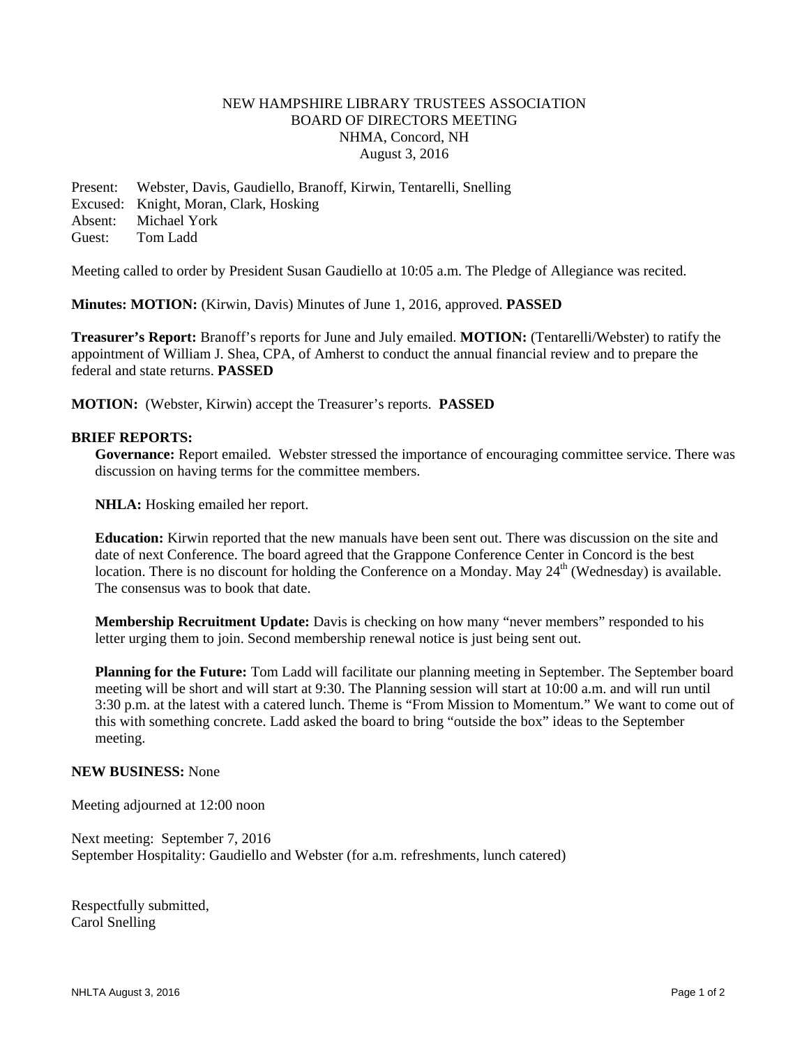# NEW HAMPSHIRE LIBRARY TRUSTEES ASSOCIATION
## BOARD OF DIRECTORS MEETING
### NHMA, Concord, NH
### August 3, 2016

Present: Webster, Davis, Gaudiello, Branoff, Kirwin, Tentarelli, Snelling
Excused: Knight, Moran, Clark, Hosking
Absent: Michael York
Guest: Tom Ladd

Meeting called to order by President Susan Gaudiello at 10:05 a.m. The Pledge of Allegiance was recited.

**Minutes: MOTION:** (Kirwin, Davis) Minutes of June 1, 2016, approved. **PASSED**

**Treasurer's Report:** Branoff's reports for June and July emailed. **MOTION:** (Tentarelli/Webster) to ratify the appointment of William J. Shea, CPA, of Amherst to conduct the annual financial review and to prepare the federal and state returns. **PASSED**

**MOTION:** (Webster, Kirwin) accept the Treasurer's reports. **PASSED**

**BRIEF REPORTS:**

**Governance:** Report emailed. Webster stressed the importance of encouraging committee service. There was discussion on having terms for the committee members.

**NHLA:** Hosking emailed her report.

**Education:** Kirwin reported that the new manuals have been sent out. There was discussion on the site and date of next Conference. The board agreed that the Grappone Conference Center in Concord is the best location. There is no discount for holding the Conference on a Monday. May 24th (Wednesday) is available. The consensus was to book that date.

**Membership Recruitment Update:** Davis is checking on how many "never members" responded to his letter urging them to join. Second membership renewal notice is just being sent out.

**Planning for the Future:** Tom Ladd will facilitate our planning meeting in September. The September board meeting will be short and will start at 9:30. The Planning session will start at 10:00 a.m. and will run until 3:30 p.m. at the latest with a catered lunch. Theme is "From Mission to Momentum." We want to come out of this with something concrete. Ladd asked the board to bring "outside the box" ideas to the September meeting.

**NEW BUSINESS:** None

Meeting adjourned at 12:00 noon

Next meeting: September 7, 2016
September Hospitality: Gaudiello and Webster (for a.m. refreshments, lunch catered)

Respectfully submitted,
Carol Snelling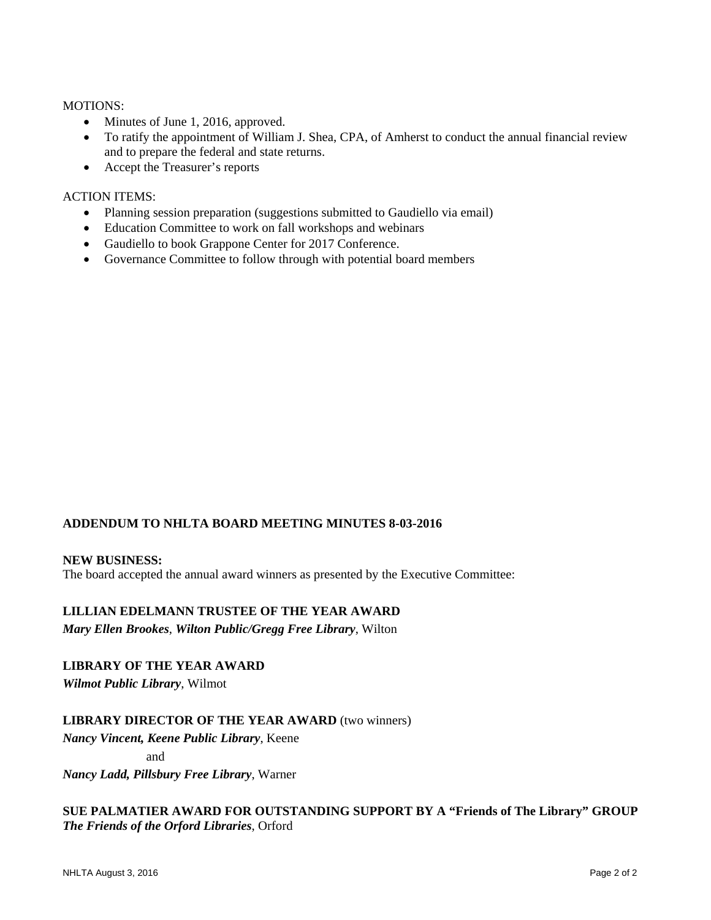MOTIONS:

- Minutes of June 1, 2016, approved.
- To ratify the appointment of William J. Shea, CPA, of Amherst to conduct the annual financial review and to prepare the federal and state returns.
- Accept the Treasurer's reports

ACTION ITEMS:

- Planning session preparation (suggestions submitted to Gaudiello via email)
- Education Committee to work on fall workshops and webinars
- Gaudiello to book Grappone Center for 2017 Conference.
- Governance Committee to follow through with potential board members

**ADDENDUM TO NHLTA BOARD MEETING MINUTES 8-03-2016**

**NEW BUSINESS:**
The board accepted the annual award winners as presented by the Executive Committee:

**LILLIAN EDELMANN TRUSTEE OF THE YEAR AWARD**
***Mary Ellen Brookes***, ***Wilton Public/Gregg Free Library***, Wilton

**LIBRARY OF THE YEAR AWARD**
***Wilmot Public Library***, Wilmot

**LIBRARY DIRECTOR OF THE YEAR AWARD** (two winners)
***Nancy Vincent, Keene Public Library***, Keene
and
***Nancy Ladd, Pillsbury Free Library***, Warner

**SUE PALMATIER AWARD FOR OUTSTANDING SUPPORT BY A "Friends of The Library" GROUP**
***The Friends of the Orford Libraries***, Orford